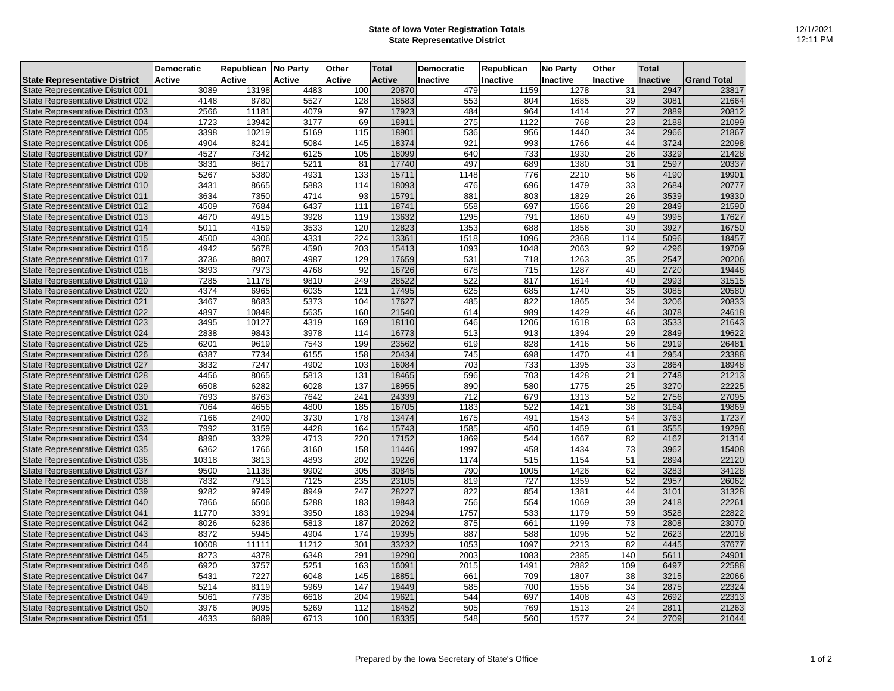# State of Iowa Voter Registration Totals
## State Representative District

12/1/2021
12:11 PM

| State Representative District | Democratic Active | Republican Active | No Party Active | Other Active | Total Active | Democratic Inactive | Republican Inactive | No Party Inactive | Other Inactive | Total Inactive | Grand Total |
|---|---|---|---|---|---|---|---|---|---|---|---|
| State Representative District 001 | 3089 | 13198 | 4483 | 100 | 20870 | 479 | 1159 | 1278 | 31 | 2947 | 23817 |
| State Representative District 002 | 4148 | 8780 | 5527 | 128 | 18583 | 553 | 804 | 1685 | 39 | 3081 | 21664 |
| State Representative District 003 | 2566 | 11181 | 4079 | 97 | 17923 | 484 | 964 | 1414 | 27 | 2889 | 20812 |
| State Representative District 004 | 1723 | 13942 | 3177 | 69 | 18911 | 275 | 1122 | 768 | 23 | 2188 | 21099 |
| State Representative District 005 | 3398 | 10219 | 5169 | 115 | 18901 | 536 | 956 | 1440 | 34 | 2966 | 21867 |
| State Representative District 006 | 4904 | 8241 | 5084 | 145 | 18374 | 921 | 993 | 1766 | 44 | 3724 | 22098 |
| State Representative District 007 | 4527 | 7342 | 6125 | 105 | 18099 | 640 | 733 | 1930 | 26 | 3329 | 21428 |
| State Representative District 008 | 3831 | 8617 | 5211 | 81 | 17740 | 497 | 689 | 1380 | 31 | 2597 | 20337 |
| State Representative District 009 | 5267 | 5380 | 4931 | 133 | 15711 | 1148 | 776 | 2210 | 56 | 4190 | 19901 |
| State Representative District 010 | 3431 | 8665 | 5883 | 114 | 18093 | 476 | 696 | 1479 | 33 | 2684 | 20777 |
| State Representative District 011 | 3634 | 7350 | 4714 | 93 | 15791 | 881 | 803 | 1829 | 26 | 3539 | 19330 |
| State Representative District 012 | 4509 | 7684 | 6437 | 111 | 18741 | 558 | 697 | 1566 | 28 | 2849 | 21590 |
| State Representative District 013 | 4670 | 4915 | 3928 | 119 | 13632 | 1295 | 791 | 1860 | 49 | 3995 | 17627 |
| State Representative District 014 | 5011 | 4159 | 3533 | 120 | 12823 | 1353 | 688 | 1856 | 30 | 3927 | 16750 |
| State Representative District 015 | 4500 | 4306 | 4331 | 224 | 13361 | 1518 | 1096 | 2368 | 114 | 5096 | 18457 |
| State Representative District 016 | 4942 | 5678 | 4590 | 203 | 15413 | 1093 | 1048 | 2063 | 92 | 4296 | 19709 |
| State Representative District 017 | 3736 | 8807 | 4987 | 129 | 17659 | 531 | 718 | 1263 | 35 | 2547 | 20206 |
| State Representative District 018 | 3893 | 7973 | 4768 | 92 | 16726 | 678 | 715 | 1287 | 40 | 2720 | 19446 |
| State Representative District 019 | 7285 | 11178 | 9810 | 249 | 28522 | 522 | 817 | 1614 | 40 | 2993 | 31515 |
| State Representative District 020 | 4374 | 6965 | 6035 | 121 | 17495 | 625 | 685 | 1740 | 35 | 3085 | 20580 |
| State Representative District 021 | 3467 | 8683 | 5373 | 104 | 17627 | 485 | 822 | 1865 | 34 | 3206 | 20833 |
| State Representative District 022 | 4897 | 10848 | 5635 | 160 | 21540 | 614 | 989 | 1429 | 46 | 3078 | 24618 |
| State Representative District 023 | 3495 | 10127 | 4319 | 169 | 18110 | 646 | 1206 | 1618 | 63 | 3533 | 21643 |
| State Representative District 024 | 2838 | 9843 | 3978 | 114 | 16773 | 513 | 913 | 1394 | 29 | 2849 | 19622 |
| State Representative District 025 | 6201 | 9619 | 7543 | 199 | 23562 | 619 | 828 | 1416 | 56 | 2919 | 26481 |
| State Representative District 026 | 6387 | 7734 | 6155 | 158 | 20434 | 745 | 698 | 1470 | 41 | 2954 | 23388 |
| State Representative District 027 | 3832 | 7247 | 4902 | 103 | 16084 | 703 | 733 | 1395 | 33 | 2864 | 18948 |
| State Representative District 028 | 4456 | 8065 | 5813 | 131 | 18465 | 596 | 703 | 1428 | 21 | 2748 | 21213 |
| State Representative District 029 | 6508 | 6282 | 6028 | 137 | 18955 | 890 | 580 | 1775 | 25 | 3270 | 22225 |
| State Representative District 030 | 7693 | 8763 | 7642 | 241 | 24339 | 712 | 679 | 1313 | 52 | 2756 | 27095 |
| State Representative District 031 | 7064 | 4656 | 4800 | 185 | 16705 | 1183 | 522 | 1421 | 38 | 3164 | 19869 |
| State Representative District 032 | 7166 | 2400 | 3730 | 178 | 13474 | 1675 | 491 | 1543 | 54 | 3763 | 17237 |
| State Representative District 033 | 7992 | 3159 | 4428 | 164 | 15743 | 1585 | 450 | 1459 | 61 | 3555 | 19298 |
| State Representative District 034 | 8890 | 3329 | 4713 | 220 | 17152 | 1869 | 544 | 1667 | 82 | 4162 | 21314 |
| State Representative District 035 | 6362 | 1766 | 3160 | 158 | 11446 | 1997 | 458 | 1434 | 73 | 3962 | 15408 |
| State Representative District 036 | 10318 | 3813 | 4893 | 202 | 19226 | 1174 | 515 | 1154 | 51 | 2894 | 22120 |
| State Representative District 037 | 9500 | 11138 | 9902 | 305 | 30845 | 790 | 1005 | 1426 | 62 | 3283 | 34128 |
| State Representative District 038 | 7832 | 7913 | 7125 | 235 | 23105 | 819 | 727 | 1359 | 52 | 2957 | 26062 |
| State Representative District 039 | 9282 | 9749 | 8949 | 247 | 28227 | 822 | 854 | 1381 | 44 | 3101 | 31328 |
| State Representative District 040 | 7866 | 6506 | 5288 | 183 | 19843 | 756 | 554 | 1069 | 39 | 2418 | 22261 |
| State Representative District 041 | 11770 | 3391 | 3950 | 183 | 19294 | 1757 | 533 | 1179 | 59 | 3528 | 22822 |
| State Representative District 042 | 8026 | 6236 | 5813 | 187 | 20262 | 875 | 661 | 1199 | 73 | 2808 | 23070 |
| State Representative District 043 | 8372 | 5945 | 4904 | 174 | 19395 | 887 | 588 | 1096 | 52 | 2623 | 22018 |
| State Representative District 044 | 10608 | 11111 | 11212 | 301 | 33232 | 1053 | 1097 | 2213 | 82 | 4445 | 37677 |
| State Representative District 045 | 8273 | 4378 | 6348 | 291 | 19290 | 2003 | 1083 | 2385 | 140 | 5611 | 24901 |
| State Representative District 046 | 6920 | 3757 | 5251 | 163 | 16091 | 2015 | 1491 | 2882 | 109 | 6497 | 22588 |
| State Representative District 047 | 5431 | 7227 | 6048 | 145 | 18851 | 661 | 709 | 1807 | 38 | 3215 | 22066 |
| State Representative District 048 | 5214 | 8119 | 5969 | 147 | 19449 | 585 | 700 | 1556 | 34 | 2875 | 22324 |
| State Representative District 049 | 5061 | 7738 | 6618 | 204 | 19621 | 544 | 697 | 1408 | 43 | 2692 | 22313 |
| State Representative District 050 | 3976 | 9095 | 5269 | 112 | 18452 | 505 | 769 | 1513 | 24 | 2811 | 21263 |
| State Representative District 051 | 4633 | 6889 | 6713 | 100 | 18335 | 548 | 560 | 1577 | 24 | 2709 | 21044 |

Prepared by the Iowa Secretary of State's Office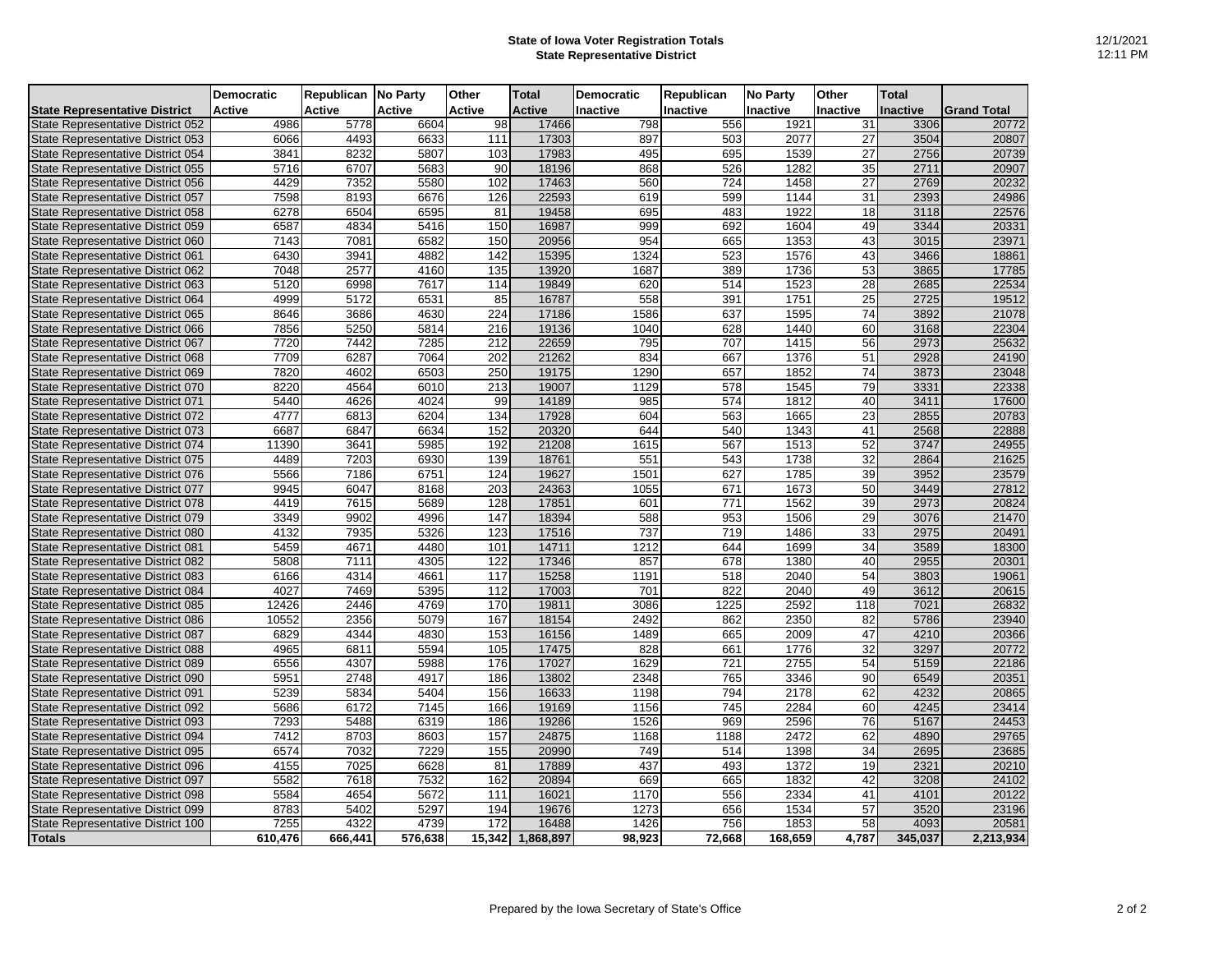**State of Iowa Voter Registration Totals**
**State Representative District**

12/1/2021
12:11 PM

| State Representative District | Democratic Active | Republican Active | No Party Active | Other Active | Total Active | Democratic Inactive | Republican Inactive | No Party Inactive | Other Inactive | Total Inactive | Grand Total |
|---|---|---|---|---|---|---|---|---|---|---|---|
| State Representative District 052 | 4986 | 5778 | 6604 | 98 | 17466 | 798 | 556 | 1921 | 31 | 3306 | 20772 |
| State Representative District 053 | 6066 | 4493 | 6633 | 111 | 17303 | 897 | 503 | 2077 | 27 | 3504 | 20807 |
| State Representative District 054 | 3841 | 8232 | 5807 | 103 | 17983 | 495 | 695 | 1539 | 27 | 2756 | 20739 |
| State Representative District 055 | 5716 | 6707 | 5683 | 90 | 18196 | 868 | 526 | 1282 | 35 | 2711 | 20907 |
| State Representative District 056 | 4429 | 7352 | 5580 | 102 | 17463 | 560 | 724 | 1458 | 27 | 2769 | 20232 |
| State Representative District 057 | 7598 | 8193 | 6676 | 126 | 22593 | 619 | 599 | 1144 | 31 | 2393 | 24986 |
| State Representative District 058 | 6278 | 6504 | 6595 | 81 | 19458 | 695 | 483 | 1922 | 18 | 3118 | 22576 |
| State Representative District 059 | 6587 | 4834 | 5416 | 150 | 16987 | 999 | 692 | 1604 | 49 | 3344 | 20331 |
| State Representative District 060 | 7143 | 7081 | 6582 | 150 | 20956 | 954 | 665 | 1353 | 43 | 3015 | 23971 |
| State Representative District 061 | 6430 | 3941 | 4882 | 142 | 15395 | 1324 | 523 | 1576 | 43 | 3466 | 18861 |
| State Representative District 062 | 7048 | 2577 | 4160 | 135 | 13920 | 1687 | 389 | 1736 | 53 | 3865 | 17785 |
| State Representative District 063 | 5120 | 6998 | 7617 | 114 | 19849 | 620 | 514 | 1523 | 28 | 2685 | 22534 |
| State Representative District 064 | 4999 | 5172 | 6531 | 85 | 16787 | 558 | 391 | 1751 | 25 | 2725 | 19512 |
| State Representative District 065 | 8646 | 3686 | 4630 | 224 | 17186 | 1586 | 637 | 1595 | 74 | 3892 | 21078 |
| State Representative District 066 | 7856 | 5250 | 5814 | 216 | 19136 | 1040 | 628 | 1440 | 60 | 3168 | 22304 |
| State Representative District 067 | 7720 | 7442 | 7285 | 212 | 22659 | 795 | 707 | 1415 | 56 | 2973 | 25632 |
| State Representative District 068 | 7709 | 6287 | 7064 | 202 | 21262 | 834 | 667 | 1376 | 51 | 2928 | 24190 |
| State Representative District 069 | 7820 | 4602 | 6503 | 250 | 19175 | 1290 | 657 | 1852 | 74 | 3873 | 23048 |
| State Representative District 070 | 8220 | 4564 | 6010 | 213 | 19007 | 1129 | 578 | 1545 | 79 | 3331 | 22338 |
| State Representative District 071 | 5440 | 4626 | 4024 | 99 | 14189 | 985 | 574 | 1812 | 40 | 3411 | 17600 |
| State Representative District 072 | 4777 | 6813 | 6204 | 134 | 17928 | 604 | 563 | 1665 | 23 | 2855 | 20783 |
| State Representative District 073 | 6687 | 6847 | 6634 | 152 | 20320 | 644 | 540 | 1343 | 41 | 2568 | 22888 |
| State Representative District 074 | 11390 | 3641 | 5985 | 192 | 21208 | 1615 | 567 | 1513 | 52 | 3747 | 24955 |
| State Representative District 075 | 4489 | 7203 | 6930 | 139 | 18761 | 551 | 543 | 1738 | 32 | 2864 | 21625 |
| State Representative District 076 | 5566 | 7186 | 6751 | 124 | 19627 | 1501 | 627 | 1785 | 39 | 3952 | 23579 |
| State Representative District 077 | 9945 | 6047 | 8168 | 203 | 24363 | 1055 | 671 | 1673 | 50 | 3449 | 27812 |
| State Representative District 078 | 4419 | 7615 | 5689 | 128 | 17851 | 601 | 771 | 1562 | 39 | 2973 | 20824 |
| State Representative District 079 | 3349 | 9902 | 4996 | 147 | 18394 | 588 | 953 | 1506 | 29 | 3076 | 21470 |
| State Representative District 080 | 4132 | 7935 | 5326 | 123 | 17516 | 737 | 719 | 1486 | 33 | 2975 | 20491 |
| State Representative District 081 | 5459 | 4671 | 4480 | 101 | 14711 | 1212 | 644 | 1699 | 34 | 3589 | 18300 |
| State Representative District 082 | 5808 | 7111 | 4305 | 122 | 17346 | 857 | 678 | 1380 | 40 | 2955 | 20301 |
| State Representative District 083 | 6166 | 4314 | 4661 | 117 | 15258 | 1191 | 518 | 2040 | 54 | 3803 | 19061 |
| State Representative District 084 | 4027 | 7469 | 5395 | 112 | 17003 | 701 | 822 | 2040 | 49 | 3612 | 20615 |
| State Representative District 085 | 12426 | 2446 | 4769 | 170 | 19811 | 3086 | 1225 | 2592 | 118 | 7021 | 26832 |
| State Representative District 086 | 10552 | 2356 | 5079 | 167 | 18154 | 2492 | 862 | 2350 | 82 | 5786 | 23940 |
| State Representative District 087 | 6829 | 4344 | 4830 | 153 | 16156 | 1489 | 665 | 2009 | 47 | 4210 | 20366 |
| State Representative District 088 | 4965 | 6811 | 5594 | 105 | 17475 | 828 | 661 | 1776 | 32 | 3297 | 20772 |
| State Representative District 089 | 6556 | 4307 | 5988 | 176 | 17027 | 1629 | 721 | 2755 | 54 | 5159 | 22186 |
| State Representative District 090 | 5951 | 2748 | 4917 | 186 | 13802 | 2348 | 765 | 3346 | 90 | 6549 | 20351 |
| State Representative District 091 | 5239 | 5834 | 5404 | 156 | 16633 | 1198 | 794 | 2178 | 62 | 4232 | 20865 |
| State Representative District 092 | 5686 | 6172 | 7145 | 166 | 19169 | 1156 | 745 | 2284 | 60 | 4245 | 23414 |
| State Representative District 093 | 7293 | 5488 | 6319 | 186 | 19286 | 1526 | 969 | 2596 | 76 | 5167 | 24453 |
| State Representative District 094 | 7412 | 8703 | 8603 | 157 | 24875 | 1168 | 1188 | 2472 | 62 | 4890 | 29765 |
| State Representative District 095 | 6574 | 7032 | 7229 | 155 | 20990 | 749 | 514 | 1398 | 34 | 2695 | 23685 |
| State Representative District 096 | 4155 | 7025 | 6628 | 81 | 17889 | 437 | 493 | 1372 | 19 | 2321 | 20210 |
| State Representative District 097 | 5582 | 7618 | 7532 | 162 | 20894 | 669 | 665 | 1832 | 42 | 3208 | 24102 |
| State Representative District 098 | 5584 | 4654 | 5672 | 111 | 16021 | 1170 | 556 | 2334 | 41 | 4101 | 20122 |
| State Representative District 099 | 8783 | 5402 | 5297 | 194 | 19676 | 1273 | 656 | 1534 | 57 | 3520 | 23196 |
| State Representative District 100 | 7255 | 4322 | 4739 | 172 | 16488 | 1426 | 756 | 1853 | 58 | 4093 | 20581 |
| **Totals** | **610,476** | **666,441** | **576,638** | **15,342** | **1,868,897** | **98,923** | **72,668** | **168,659** | **4,787** | **345,037** | **2,213,934** |

Prepared by the Iowa Secretary of State's Office